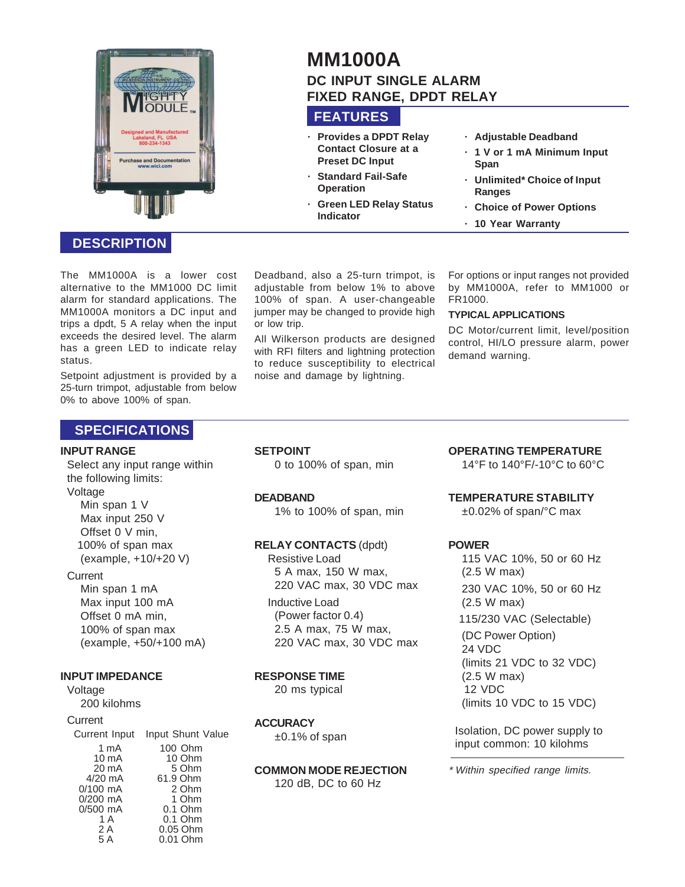# MM1000A

## DC INPUT SINGLE ALARM FIXED RANGE, DPDT RELAY

## FEATURES

- **Provides a DPDT Relay Contact Closure at a Preset DC Input**
- **Standard Fail-Safe Operation**
- **Green LED Relay Status Indicator**
- **Adjustable Deadband**
- **1 V or 1 mA Minimum Input Span**
- **Unlimited* Choice of Input Ranges**
- **Choice of Power Options**
- **10 Year Warranty**

## DESCRIPTION

The MM1000A is a lower cost alternative to the MM1000 DC limit alarm for standard applications. The MM1000A monitors a DC input and trips a dpdt, 5 A relay when the input exceeds the desired level. The alarm has a green LED to indicate relay status.

Setpoint adjustment is provided by a 25-turn trimpot, adjustable from below 0% to above 100% of span.

Deadband, also a 25-turn trimpot, is adjustable from below 1% to above 100% of span. A user-changeable jumper may be changed to provide high or low trip.

All Wilkerson products are designed with RFI filters and lightning protection to reduce susceptibility to electrical noise and damage by lightning.

For options or input ranges not provided by MM1000A, refer to MM1000 or FR1000.

### TYPICAL APPLICATIONS

DC Motor/current limit, level/position control, HI/LO pressure alarm, power demand warning.

## SPECIFICATIONS

### INPUT RANGE

Select any input range within the following limits:

Voltage
- Min span 1 V
- Max input 250 V
- Offset 0 V min, 100% of span max (example, +10/+20 V)

Current
- Min span 1 mA
- Max input 100 mA
- Offset 0 mA min, 100% of span max (example, +50/+100 mA)

### INPUT IMPEDANCE

Voltage
- 200 kilohms

Current

| Current Input | Input Shunt Value |
|---|---|
| 1 mA | 100 Ohm |
| 10 mA | 10 Ohm |
| 20 mA | 5 Ohm |
| 4/20 mA | 61.9 Ohm |
| 0/100 mA | 2 Ohm |
| 0/200 mA | 1 Ohm |
| 0/500 mA | 0.1 Ohm |
| 1 A | 0.1 Ohm |
| 2 A | 0.05 Ohm |
| 5 A | 0.01 Ohm |

### SETPOINT

0 to 100% of span, min

### DEADBAND

1% to 100% of span, min

### RELAY CONTACTS (dpdt)

Resistive Load
- 5 A max, 150 W max, 220 VAC max, 30 VDC max

Inductive Load
- (Power factor 0.4)
- 2.5 A max, 75 W max, 220 VAC max, 30 VDC max

### RESPONSE TIME

20 ms typical

### ACCURACY

±0.1% of span

### COMMON MODE REJECTION

120 dB, DC to 60 Hz

### OPERATING TEMPERATURE

14°F to 140°F/-10°C to 60°C

### TEMPERATURE STABILITY

±0.02% of span/°C max

### POWER

115 VAC 10%, 50 or 60 Hz (2.5 W max)

230 VAC 10%, 50 or 60 Hz (2.5 W max)

115/230 VAC (Selectable)

(DC Power Option)
24 VDC
(limits 21 VDC to 32 VDC)
(2.5 W max)
12 VDC
(limits 10 VDC to 15 VDC)

Isolation, DC power supply to input common: 10 kilohms

*\* Within specified range limits.*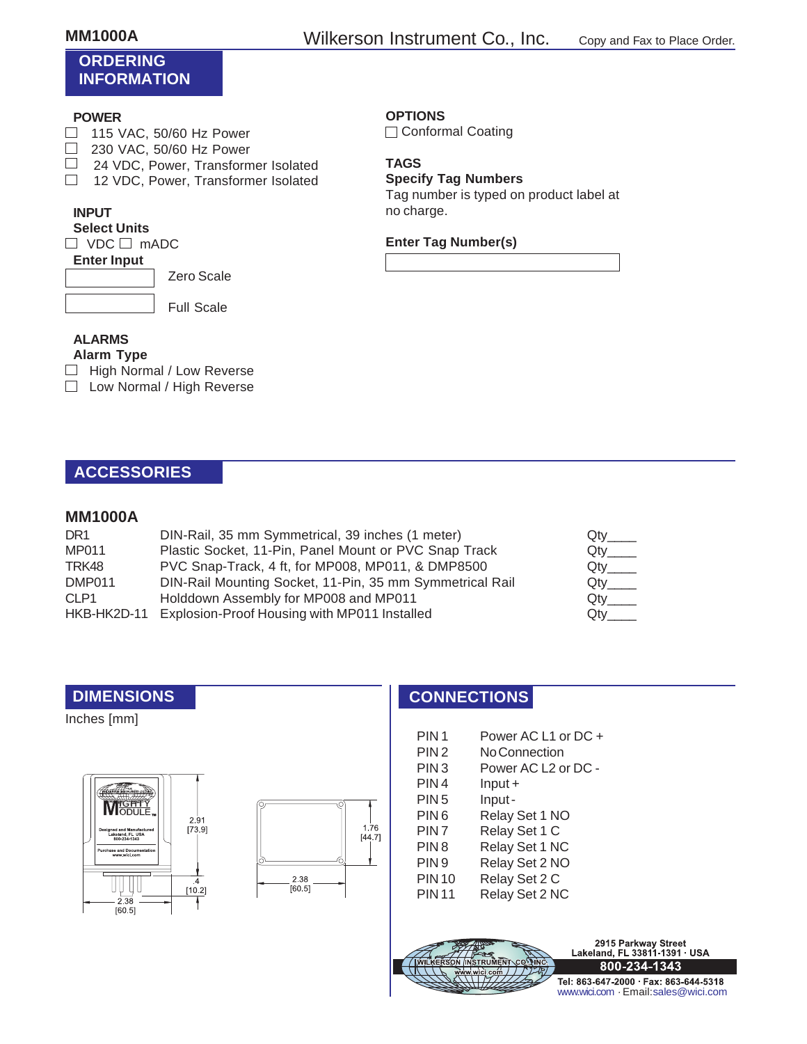# MM1000A

## ORDERING INFORMATION

Copy and Fax to Place Order.

### POWER

- ☐ 115 VAC, 50/60 Hz Power
- ☐ 230 VAC, 50/60 Hz Power
- ☐ 24 VDC, Power, Transformer Isolated
- ☐ 12 VDC, Power, Transformer Isolated

### INPUT

**Select Units**

☐ VDC ☐ mADC

**Enter Input**

______ Zero Scale

______ Full Scale

### ALARMS

**Alarm Type**

- ☐ High Normal / Low Reverse
- ☐ Low Normal / High Reverse

### OPTIONS

☐ Conformal Coating

### TAGS

**Specify Tag Numbers**

Tag number is typed on product label at no charge.

**Enter Tag Number(s)**

______

## ACCESSORIES

### MM1000A

| | | |
|---|---|---|
| DR1 | DIN-Rail, 35 mm Symmetrical, 39 inches (1 meter) | Qty____ |
| MP011 | Plastic Socket, 11-Pin, Panel Mount or PVC Snap Track | Qty____ |
| TRK48 | PVC Snap-Track, 4 ft, for MP008, MP011, & DMP8500 | Qty____ |
| DMP011 | DIN-Rail Mounting Socket, 11-Pin, 35 mm Symmetrical Rail | Qty____ |
| CLP1 | Holddown Assembly for MP008 and MP011 | Qty____ |
| HKB-HK2D-11 | Explosion-Proof Housing with MP011 Installed | Qty____ |

## DIMENSIONS

Inches [mm]

2.91 [73.9]

.4 [10.2]

2.38 [60.5]

1.76 [44.7]

2.38 [60.5]

## CONNECTIONS

| | |
|---|---|
| PIN 1 | Power AC L1 or DC + |
| PIN 2 | No Connection |
| PIN 3 | Power AC L2 or DC - |
| PIN 4 | Input + |
| PIN 5 | Input - |
| PIN 6 | Relay Set 1 NO |
| PIN 7 | Relay Set 1 C |
| PIN 8 | Relay Set 1 NC |
| PIN 9 | Relay Set 2 NO |
| PIN 10 | Relay Set 2 C |
| PIN 11 | Relay Set 2 NC |

Wilkerson Instrument Co., Inc.

2915 Parkway Street
Lakeland, FL 33811-1391 · USA
800-234-1343
Tel: 863-647-2000 · Fax: 863-644-5318
www.wici.com · Email: sales@wici.com